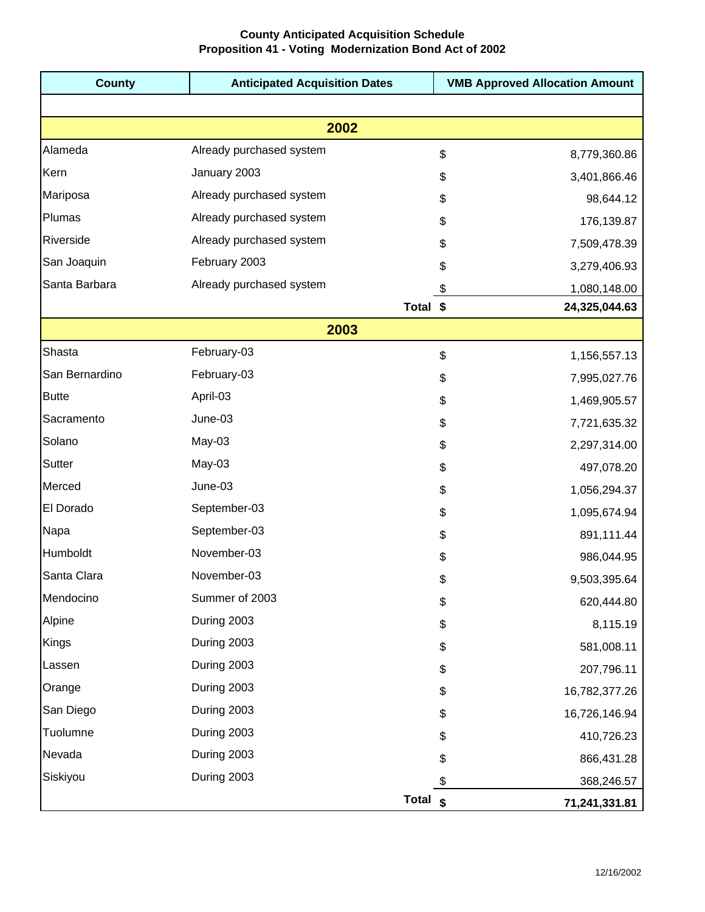# County Anticipated Acquisition Schedule
## Proposition 41 - Voting Modernization Bond Act of 2002

| County | Anticipated Acquisition Dates | VMB Approved Allocation Amount |
| --- | --- | --- |
| | **2002** | |
| Alameda | Already purchased system | $ 8,779,360.86 |
| Kern | January 2003 | $ 3,401,866.46 |
| Mariposa | Already purchased system | $ 98,644.12 |
| Plumas | Already purchased system | $ 176,139.87 |
| Riverside | Already purchased system | $ 7,509,478.39 |
| San Joaquin | February 2003 | $ 3,279,406.93 |
| Santa Barbara | Already purchased system | $ 1,080,148.00 |
| | **Total** | **$ 24,325,044.63** |
| | **2003** | |
| Shasta | February-03 | $ 1,156,557.13 |
| San Bernardino | February-03 | $ 7,995,027.76 |
| Butte | April-03 | $ 1,469,905.57 |
| Sacramento | June-03 | $ 7,721,635.32 |
| Solano | May-03 | $ 2,297,314.00 |
| Sutter | May-03 | $ 497,078.20 |
| Merced | June-03 | $ 1,056,294.37 |
| El Dorado | September-03 | $ 1,095,674.94 |
| Napa | September-03 | $ 891,111.44 |
| Humboldt | November-03 | $ 986,044.95 |
| Santa Clara | November-03 | $ 9,503,395.64 |
| Mendocino | Summer of 2003 | $ 620,444.80 |
| Alpine | During 2003 | $ 8,115.19 |
| Kings | During 2003 | $ 581,008.11 |
| Lassen | During 2003 | $ 207,796.11 |
| Orange | During 2003 | $ 16,782,377.26 |
| San Diego | During 2003 | $ 16,726,146.94 |
| Tuolumne | During 2003 | $ 410,726.23 |
| Nevada | During 2003 | $ 866,431.28 |
| Siskiyou | During 2003 | $ 368,246.57 |
| | **Total** | **$ 71,241,331.81** |

12/16/2002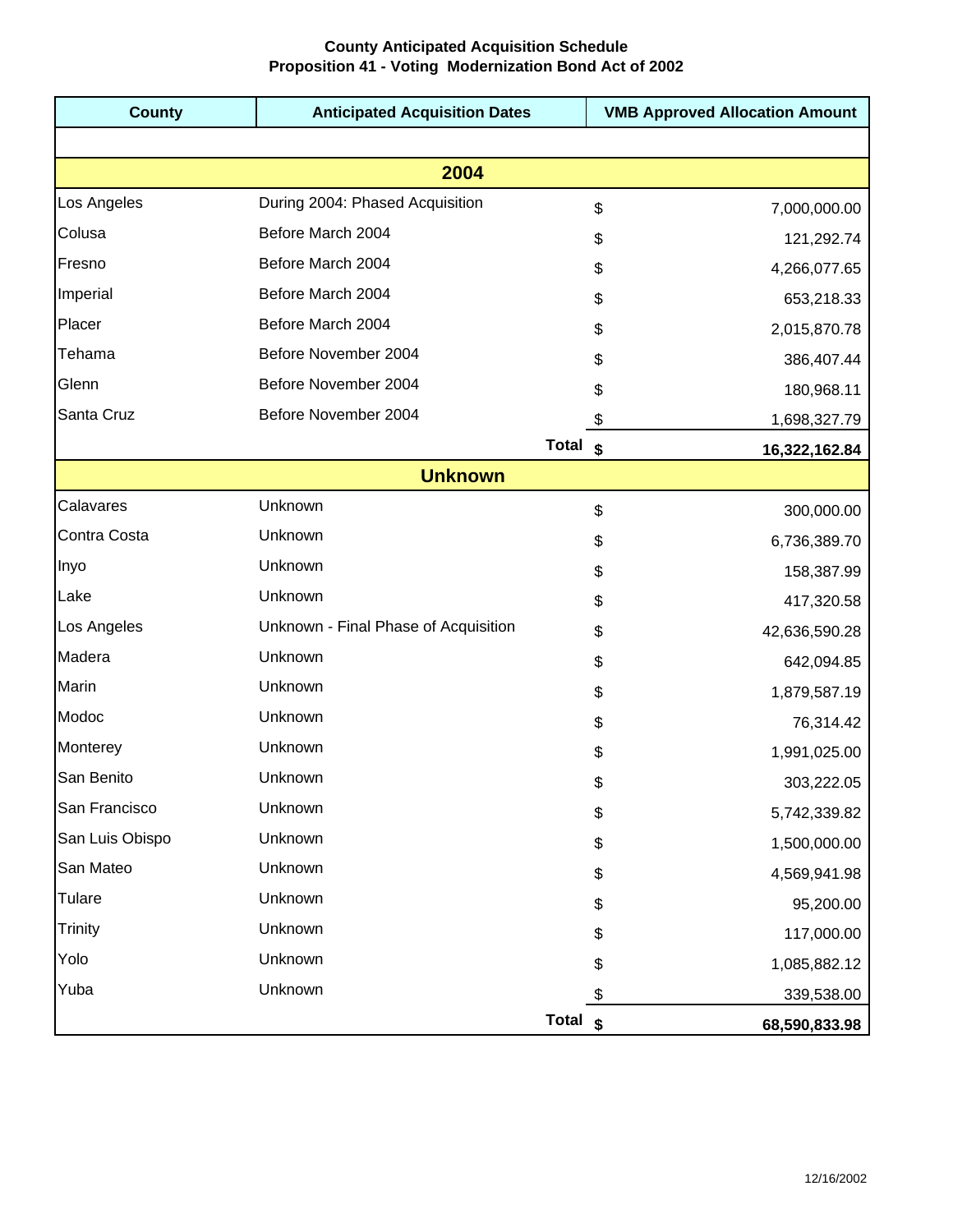**County Anticipated Acquisition Schedule**
**Proposition 41 - Voting Modernization Bond Act of 2002**

| County | Anticipated Acquisition Dates | VMB Approved Allocation Amount |
|---|---|---|
| | **2004** | |
| Los Angeles | During 2004: Phased Acquisition | $ 7,000,000.00 |
| Colusa | Before March 2004 | $ 121,292.74 |
| Fresno | Before March 2004 | $ 4,266,077.65 |
| Imperial | Before March 2004 | $ 653,218.33 |
| Placer | Before March 2004 | $ 2,015,870.78 |
| Tehama | Before November 2004 | $ 386,407.44 |
| Glenn | Before November 2004 | $ 180,968.11 |
| Santa Cruz | Before November 2004 | $ 1,698,327.79 |
| | **Total** | **$ 16,322,162.84** |
| | **Unknown** | |
| Calavares | Unknown | $ 300,000.00 |
| Contra Costa | Unknown | $ 6,736,389.70 |
| Inyo | Unknown | $ 158,387.99 |
| Lake | Unknown | $ 417,320.58 |
| Los Angeles | Unknown - Final Phase of Acquisition | $ 42,636,590.28 |
| Madera | Unknown | $ 642,094.85 |
| Marin | Unknown | $ 1,879,587.19 |
| Modoc | Unknown | $ 76,314.42 |
| Monterey | Unknown | $ 1,991,025.00 |
| San Benito | Unknown | $ 303,222.05 |
| San Francisco | Unknown | $ 5,742,339.82 |
| San Luis Obispo | Unknown | $ 1,500,000.00 |
| San Mateo | Unknown | $ 4,569,941.98 |
| Tulare | Unknown | $ 95,200.00 |
| Trinity | Unknown | $ 117,000.00 |
| Yolo | Unknown | $ 1,085,882.12 |
| Yuba | Unknown | $ 339,538.00 |
| | **Total** | **$ 68,590,833.98** |

12/16/2002